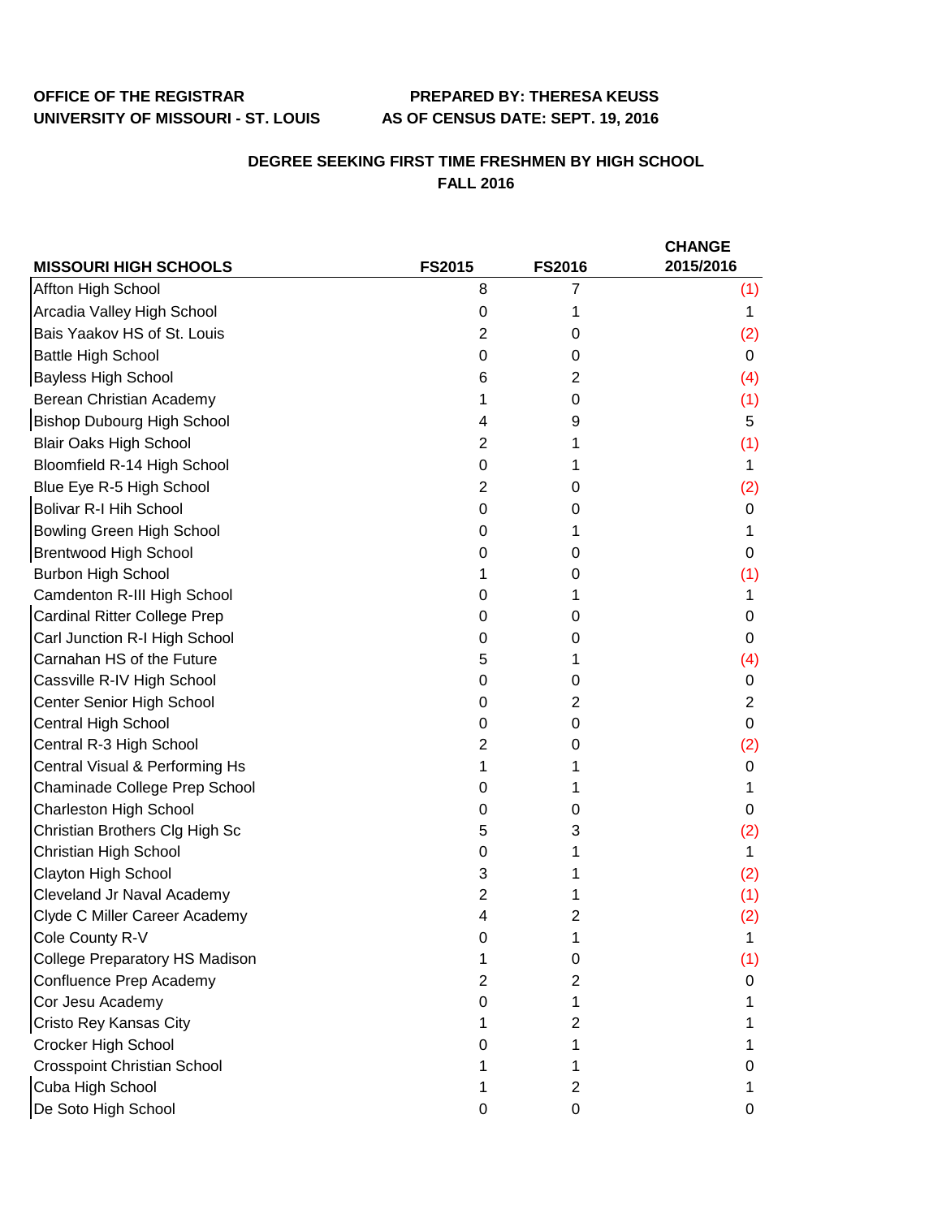**OFFICE OF THE REGISTRAR**
**UNIVERSITY OF MISSOURI - ST. LOUIS**

**PREPARED BY: THERESA KEUSS**
**AS OF CENSUS DATE: SEPT. 19, 2016**

## DEGREE SEEKING FIRST TIME FRESHMEN BY HIGH SCHOOL
## FALL 2016

| MISSOURI HIGH SCHOOLS | FS2015 | FS2016 | CHANGE 2015/2016 |
|---|---|---|---|
| Affton High School | 8 | 7 | (1) |
| Arcadia Valley High School | 0 | 1 | 1 |
| Bais Yaakov HS of St. Louis | 2 | 0 | (2) |
| Battle High School | 0 | 0 | 0 |
| Bayless High School | 6 | 2 | (4) |
| Berean Christian Academy | 1 | 0 | (1) |
| Bishop Dubourg High School | 4 | 9 | 5 |
| Blair Oaks High School | 2 | 1 | (1) |
| Bloomfield R-14 High School | 0 | 1 | 1 |
| Blue Eye R-5 High School | 2 | 0 | (2) |
| Bolivar R-I Hih School | 0 | 0 | 0 |
| Bowling Green High School | 0 | 1 | 1 |
| Brentwood High School | 0 | 0 | 0 |
| Burbon High School | 1 | 0 | (1) |
| Camdenton R-III High School | 0 | 1 | 1 |
| Cardinal Ritter College Prep | 0 | 0 | 0 |
| Carl Junction R-I High School | 0 | 0 | 0 |
| Carnahan HS of the Future | 5 | 1 | (4) |
| Cassville R-IV High School | 0 | 0 | 0 |
| Center Senior High School | 0 | 2 | 2 |
| Central High School | 0 | 0 | 0 |
| Central R-3 High School | 2 | 0 | (2) |
| Central Visual & Performing Hs | 1 | 1 | 0 |
| Chaminade College Prep School | 0 | 1 | 1 |
| Charleston High School | 0 | 0 | 0 |
| Christian Brothers Clg High Sc | 5 | 3 | (2) |
| Christian High School | 0 | 1 | 1 |
| Clayton High School | 3 | 1 | (2) |
| Cleveland Jr Naval Academy | 2 | 1 | (1) |
| Clyde C Miller Career Academy | 4 | 2 | (2) |
| Cole County R-V | 0 | 1 | 1 |
| College Preparatory HS Madison | 1 | 0 | (1) |
| Confluence Prep Academy | 2 | 2 | 0 |
| Cor Jesu Academy | 0 | 1 | 1 |
| Cristo Rey Kansas City | 1 | 2 | 1 |
| Crocker High School | 0 | 1 | 1 |
| Crosspoint Christian School | 1 | 1 | 0 |
| Cuba High School | 1 | 2 | 1 |
| De Soto High School | 0 | 0 | 0 |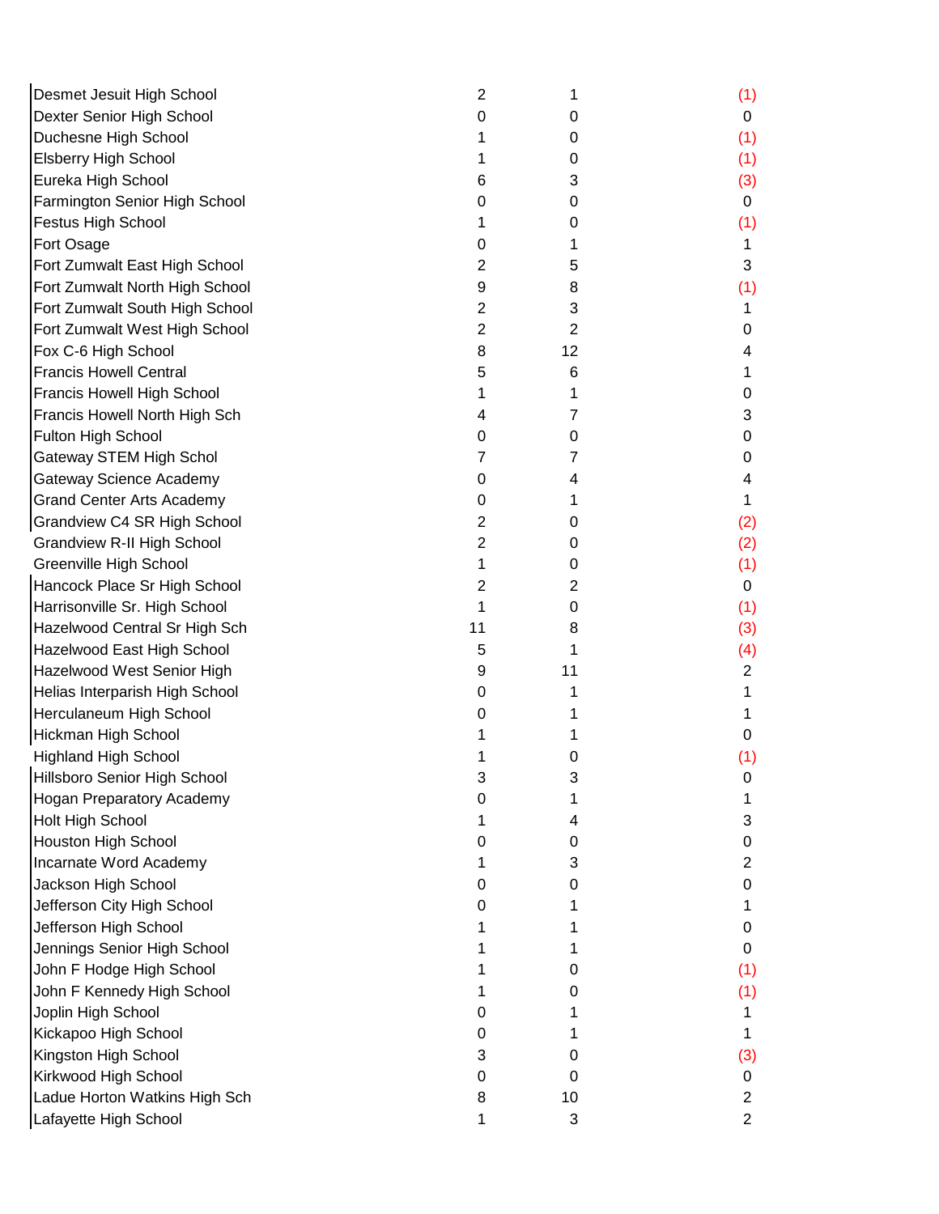| | | | |
|---|---|---|---|
| Desmet Jesuit High School | 2 | 1 | (1) |
| Dexter Senior High School | 0 | 0 | 0 |
| Duchesne High School | 1 | 0 | (1) |
| Elsberry High School | 1 | 0 | (1) |
| Eureka High School | 6 | 3 | (3) |
| Farmington Senior High School | 0 | 0 | 0 |
| Festus High School | 1 | 0 | (1) |
| Fort Osage | 0 | 1 | 1 |
| Fort Zumwalt East High School | 2 | 5 | 3 |
| Fort Zumwalt North High School | 9 | 8 | (1) |
| Fort Zumwalt South High School | 2 | 3 | 1 |
| Fort Zumwalt West High School | 2 | 2 | 0 |
| Fox C-6 High School | 8 | 12 | 4 |
| Francis Howell Central | 5 | 6 | 1 |
| Francis Howell High School | 1 | 1 | 0 |
| Francis Howell North High Sch | 4 | 7 | 3 |
| Fulton High School | 0 | 0 | 0 |
| Gateway STEM High Schol | 7 | 7 | 0 |
| Gateway Science Academy | 0 | 4 | 4 |
| Grand Center Arts Academy | 0 | 1 | 1 |
| Grandview C4 SR High School | 2 | 0 | (2) |
| Grandview R-II High School | 2 | 0 | (2) |
| Greenville High School | 1 | 0 | (1) |
| Hancock Place Sr High School | 2 | 2 | 0 |
| Harrisonville Sr. High School | 1 | 0 | (1) |
| Hazelwood Central Sr High Sch | 11 | 8 | (3) |
| Hazelwood East High School | 5 | 1 | (4) |
| Hazelwood West Senior High | 9 | 11 | 2 |
| Helias Interparish High School | 0 | 1 | 1 |
| Herculaneum High School | 0 | 1 | 1 |
| Hickman High School | 1 | 1 | 0 |
| Highland High School | 1 | 0 | (1) |
| Hillsboro Senior High School | 3 | 3 | 0 |
| Hogan Preparatory Academy | 0 | 1 | 1 |
| Holt High School | 1 | 4 | 3 |
| Houston High School | 0 | 0 | 0 |
| Incarnate Word Academy | 1 | 3 | 2 |
| Jackson High School | 0 | 0 | 0 |
| Jefferson City High School | 0 | 1 | 1 |
| Jefferson High School | 1 | 1 | 0 |
| Jennings Senior High School | 1 | 1 | 0 |
| John F Hodge High School | 1 | 0 | (1) |
| John F Kennedy High School | 1 | 0 | (1) |
| Joplin High School | 0 | 1 | 1 |
| Kickapoo High School | 0 | 1 | 1 |
| Kingston High School | 3 | 0 | (3) |
| Kirkwood High School | 0 | 0 | 0 |
| Ladue Horton Watkins High Sch | 8 | 10 | 2 |
| Lafayette High School | 1 | 3 | 2 |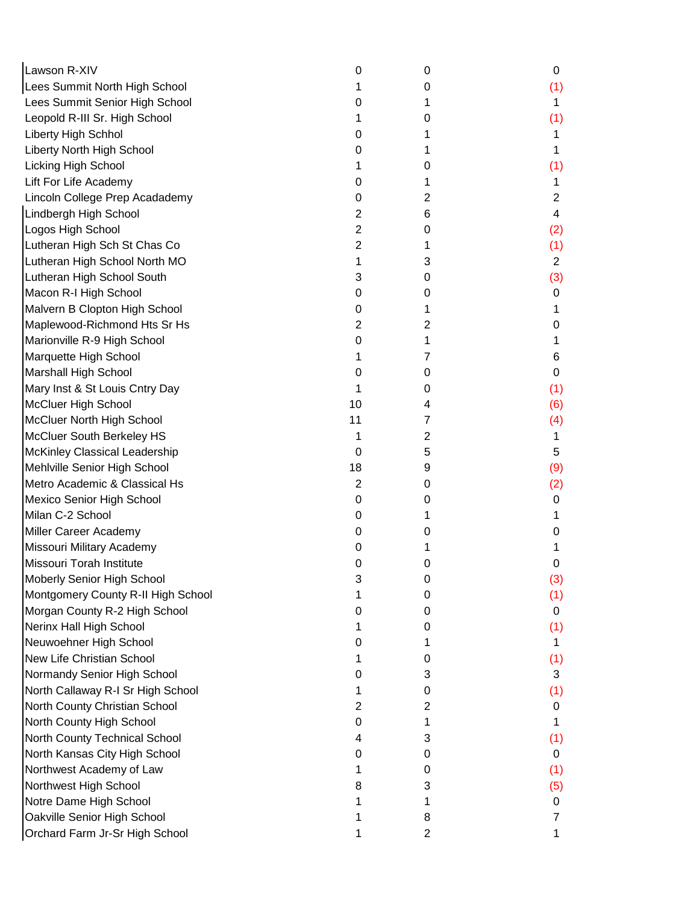| | | | |
|---|---|---|---|
| Lawson R-XIV | 0 | 0 | 0 |
| Lees Summit North High School | 1 | 0 | (1) |
| Lees Summit Senior High School | 0 | 1 | 1 |
| Leopold R-III Sr. High School | 1 | 0 | (1) |
| Liberty High Schhol | 0 | 1 | 1 |
| Liberty North High School | 0 | 1 | 1 |
| Licking High School | 1 | 0 | (1) |
| Lift For Life Academy | 0 | 1 | 1 |
| Lincoln College Prep Acadademy | 0 | 2 | 2 |
| Lindbergh High School | 2 | 6 | 4 |
| Logos High School | 2 | 0 | (2) |
| Lutheran High Sch St Chas Co | 2 | 1 | (1) |
| Lutheran High School North MO | 1 | 3 | 2 |
| Lutheran High School South | 3 | 0 | (3) |
| Macon R-I High School | 0 | 0 | 0 |
| Malvern B Clopton High School | 0 | 1 | 1 |
| Maplewood-Richmond Hts Sr Hs | 2 | 2 | 0 |
| Marionville R-9 High School | 0 | 1 | 1 |
| Marquette High School | 1 | 7 | 6 |
| Marshall High School | 0 | 0 | 0 |
| Mary Inst & St Louis Cntry Day | 1 | 0 | (1) |
| McCluer High School | 10 | 4 | (6) |
| McCluer North High School | 11 | 7 | (4) |
| McCluer South Berkeley HS | 1 | 2 | 1 |
| McKinley Classical Leadership | 0 | 5 | 5 |
| Mehlville Senior High School | 18 | 9 | (9) |
| Metro Academic & Classical Hs | 2 | 0 | (2) |
| Mexico Senior High School | 0 | 0 | 0 |
| Milan C-2 School | 0 | 1 | 1 |
| Miller Career Academy | 0 | 0 | 0 |
| Missouri Military Academy | 0 | 1 | 1 |
| Missouri Torah Institute | 0 | 0 | 0 |
| Moberly Senior High School | 3 | 0 | (3) |
| Montgomery County R-II High School | 1 | 0 | (1) |
| Morgan County R-2 High School | 0 | 0 | 0 |
| Nerinx Hall High School | 1 | 0 | (1) |
| Neuwoehner High School | 0 | 1 | 1 |
| New Life Christian School | 1 | 0 | (1) |
| Normandy Senior High School | 0 | 3 | 3 |
| North Callaway R-I Sr High School | 1 | 0 | (1) |
| North County Christian School | 2 | 2 | 0 |
| North County High School | 0 | 1 | 1 |
| North County Technical School | 4 | 3 | (1) |
| North Kansas City High School | 0 | 0 | 0 |
| Northwest Academy of Law | 1 | 0 | (1) |
| Northwest High School | 8 | 3 | (5) |
| Notre Dame High School | 1 | 1 | 0 |
| Oakville Senior High School | 1 | 8 | 7 |
| Orchard Farm Jr-Sr High School | 1 | 2 | 1 |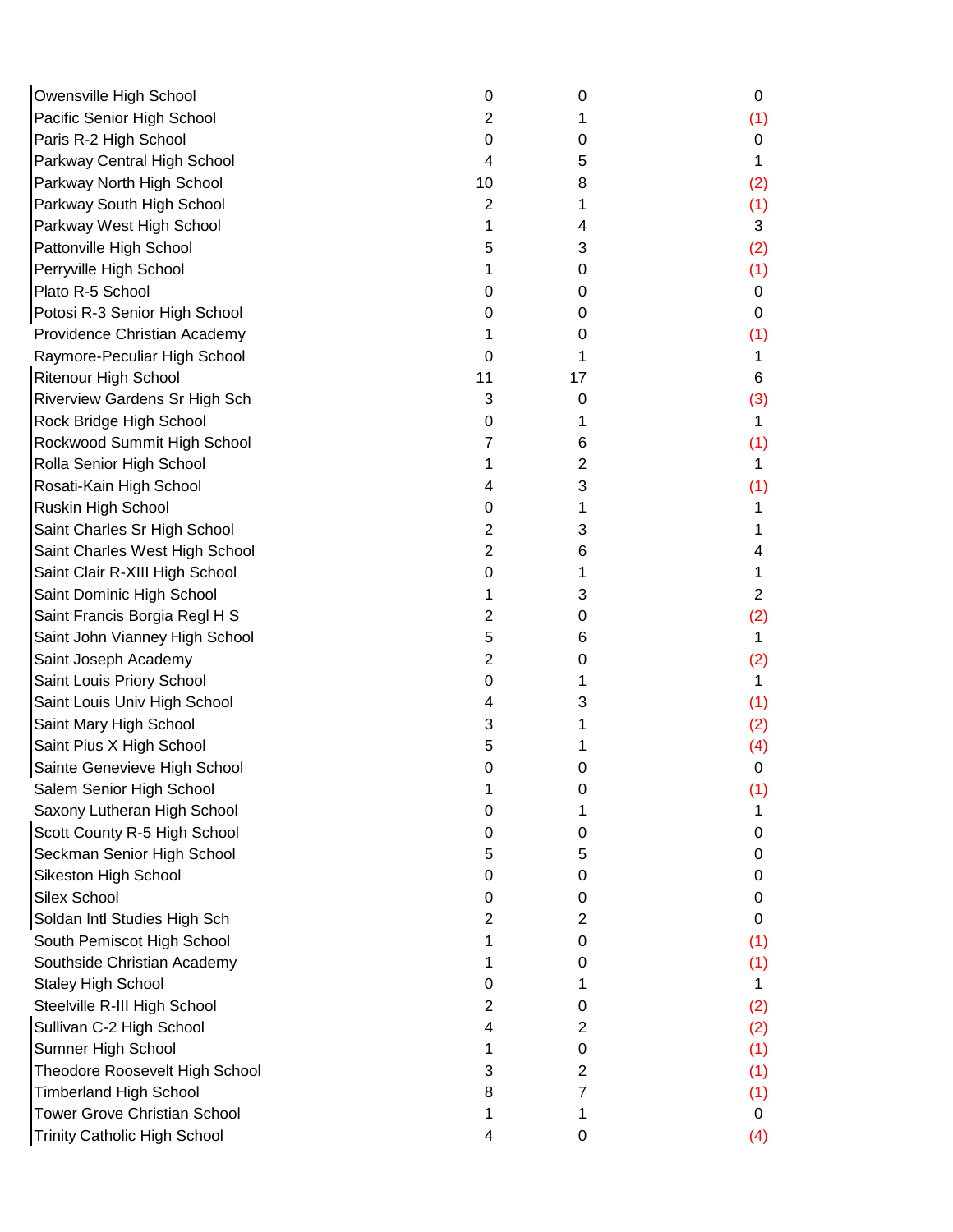| | | | |
|---|---|---|---|
| Owensville High School | 0 | 0 | 0 |
| Pacific Senior High School | 2 | 1 | (1) |
| Paris R-2 High School | 0 | 0 | 0 |
| Parkway Central High School | 4 | 5 | 1 |
| Parkway North High School | 10 | 8 | (2) |
| Parkway South High School | 2 | 1 | (1) |
| Parkway West High School | 1 | 4 | 3 |
| Pattonville High School | 5 | 3 | (2) |
| Perryville High School | 1 | 0 | (1) |
| Plato R-5 School | 0 | 0 | 0 |
| Potosi R-3 Senior High School | 0 | 0 | 0 |
| Providence Christian Academy | 1 | 0 | (1) |
| Raymore-Peculiar High School | 0 | 1 | 1 |
| Ritenour High School | 11 | 17 | 6 |
| Riverview Gardens Sr High Sch | 3 | 0 | (3) |
| Rock Bridge High School | 0 | 1 | 1 |
| Rockwood Summit High School | 7 | 6 | (1) |
| Rolla Senior High School | 1 | 2 | 1 |
| Rosati-Kain High School | 4 | 3 | (1) |
| Ruskin High School | 0 | 1 | 1 |
| Saint Charles Sr High School | 2 | 3 | 1 |
| Saint Charles West High School | 2 | 6 | 4 |
| Saint Clair R-XIII High School | 0 | 1 | 1 |
| Saint Dominic High School | 1 | 3 | 2 |
| Saint Francis Borgia Regl H S | 2 | 0 | (2) |
| Saint John Vianney High School | 5 | 6 | 1 |
| Saint Joseph Academy | 2 | 0 | (2) |
| Saint Louis Priory School | 0 | 1 | 1 |
| Saint Louis Univ High School | 4 | 3 | (1) |
| Saint Mary High School | 3 | 1 | (2) |
| Saint Pius X High School | 5 | 1 | (4) |
| Sainte Genevieve High School | 0 | 0 | 0 |
| Salem Senior High School | 1 | 0 | (1) |
| Saxony Lutheran High School | 0 | 1 | 1 |
| Scott County R-5 High School | 0 | 0 | 0 |
| Seckman Senior High School | 5 | 5 | 0 |
| Sikeston High School | 0 | 0 | 0 |
| Silex School | 0 | 0 | 0 |
| Soldan Intl Studies High Sch | 2 | 2 | 0 |
| South Pemiscot High School | 1 | 0 | (1) |
| Southside Christian Academy | 1 | 0 | (1) |
| Staley High School | 0 | 1 | 1 |
| Steelville R-III High School | 2 | 0 | (2) |
| Sullivan C-2 High School | 4 | 2 | (2) |
| Sumner High School | 1 | 0 | (1) |
| Theodore Roosevelt High School | 3 | 2 | (1) |
| Timberland High School | 8 | 7 | (1) |
| Tower Grove Christian School | 1 | 1 | 0 |
| Trinity Catholic High School | 4 | 0 | (4) |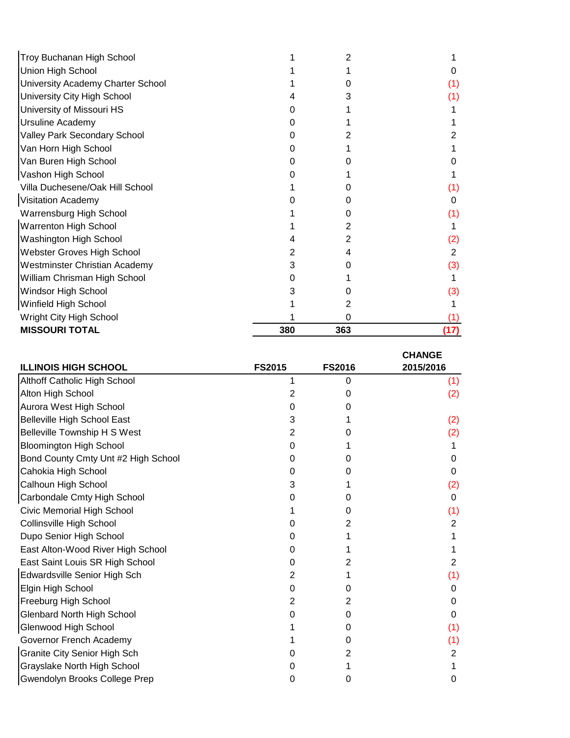| | | | |
|---|---|---|---|
| Troy Buchanan High School | 1 | 2 | 1 |
| Union High School | 1 | 1 | 0 |
| University Academy Charter School | 1 | 0 | (1) |
| University City High School | 4 | 3 | (1) |
| University of Missouri HS | 0 | 1 | 1 |
| Ursuline Academy | 0 | 1 | 1 |
| Valley Park Secondary School | 0 | 2 | 2 |
| Van Horn High School | 0 | 1 | 1 |
| Van Buren High School | 0 | 0 | 0 |
| Vashon High School | 0 | 1 | 1 |
| Villa Duchesene/Oak Hill School | 1 | 0 | (1) |
| Visitation Academy | 0 | 0 | 0 |
| Warrensburg High School | 1 | 0 | (1) |
| Warrenton High School | 1 | 2 | 1 |
| Washington High School | 4 | 2 | (2) |
| Webster Groves High School | 2 | 4 | 2 |
| Westminster Christian Academy | 3 | 0 | (3) |
| William Chrisman High School | 0 | 1 | 1 |
| Windsor High School | 3 | 0 | (3) |
| Winfield High School | 1 | 2 | 1 |
| Wright City High School | 1 | 0 | (1) |
| **MISSOURI TOTAL** | **380** | **363** | **(17)** |

| ILLINOIS HIGH SCHOOL | FS2015 | FS2016 | CHANGE 2015/2016 |
|---|---|---|---|
| Althoff Catholic High School | 1 | 0 | (1) |
| Alton High School | 2 | 0 | (2) |
| Aurora West High School | 0 | 0 | |
| Belleville High School East | 3 | 1 | (2) |
| Belleville Township H S West | 2 | 0 | (2) |
| Bloomington High School | 0 | 1 | 1 |
| Bond County Cmty Unt #2 High School | 0 | 0 | 0 |
| Cahokia High School | 0 | 0 | 0 |
| Calhoun High School | 3 | 1 | (2) |
| Carbondale Cmty High School | 0 | 0 | 0 |
| Civic Memorial High School | 1 | 0 | (1) |
| Collinsville High School | 0 | 2 | 2 |
| Dupo Senior High School | 0 | 1 | 1 |
| East Alton-Wood River High School | 0 | 1 | 1 |
| East Saint Louis SR High School | 0 | 2 | 2 |
| Edwardsville Senior High Sch | 2 | 1 | (1) |
| Elgin High School | 0 | 0 | 0 |
| Freeburg High School | 2 | 2 | 0 |
| Glenbard North High School | 0 | 0 | 0 |
| Glenwood High School | 1 | 0 | (1) |
| Governor French Academy | 1 | 0 | (1) |
| Granite City Senior High Sch | 0 | 2 | 2 |
| Grayslake North High School | 0 | 1 | 1 |
| Gwendolyn Brooks College Prep | 0 | 0 | 0 |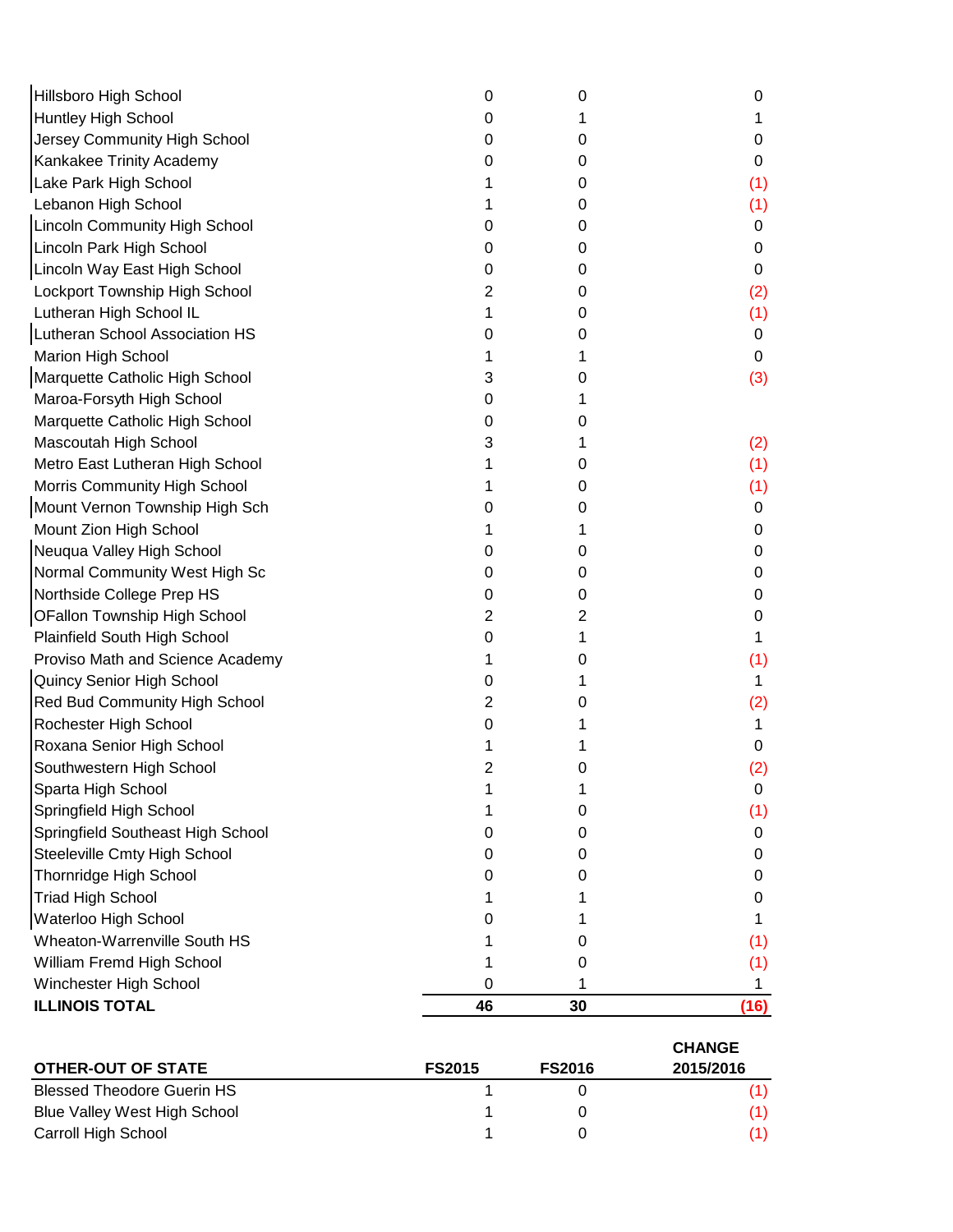| | | | |
|---|---|---|---|
| Hillsboro High School | 0 | 0 | 0 |
| Huntley High School | 0 | 1 | 1 |
| Jersey Community High School | 0 | 0 | 0 |
| Kankakee Trinity Academy | 0 | 0 | 0 |
| Lake Park High School | 1 | 0 | (1) |
| Lebanon High School | 1 | 0 | (1) |
| Lincoln Community High School | 0 | 0 | 0 |
| Lincoln Park High School | 0 | 0 | 0 |
| Lincoln Way East High School | 0 | 0 | 0 |
| Lockport Township High School | 2 | 0 | (2) |
| Lutheran High School IL | 1 | 0 | (1) |
| Lutheran School Association HS | 0 | 0 | 0 |
| Marion High School | 1 | 1 | 0 |
| Marquette Catholic High School | 3 | 0 | (3) |
| Maroa-Forsyth High School | 0 | 1 | |
| Marquette Catholic High School | 0 | 0 | |
| Mascoutah High School | 3 | 1 | (2) |
| Metro East Lutheran High School | 1 | 0 | (1) |
| Morris Community High School | 1 | 0 | (1) |
| Mount Vernon Township High Sch | 0 | 0 | 0 |
| Mount Zion High School | 1 | 1 | 0 |
| Neuqua Valley High School | 0 | 0 | 0 |
| Normal Community West High Sc | 0 | 0 | 0 |
| Northside College Prep HS | 0 | 0 | 0 |
| OFallon Township High School | 2 | 2 | 0 |
| Plainfield South High School | 0 | 1 | 1 |
| Proviso Math and Science Academy | 1 | 0 | (1) |
| Quincy Senior High School | 0 | 1 | 1 |
| Red Bud Community High School | 2 | 0 | (2) |
| Rochester High School | 0 | 1 | 1 |
| Roxana Senior High School | 1 | 1 | 0 |
| Southwestern High School | 2 | 0 | (2) |
| Sparta High School | 1 | 1 | 0 |
| Springfield High School | 1 | 0 | (1) |
| Springfield Southeast High School | 0 | 0 | 0 |
| Steeleville Cmty High School | 0 | 0 | 0 |
| Thornridge High School | 0 | 0 | 0 |
| Triad High School | 1 | 1 | 0 |
| Waterloo High School | 0 | 1 | 1 |
| Wheaton-Warrenville South HS | 1 | 0 | (1) |
| William Fremd High School | 1 | 0 | (1) |
| Winchester High School | 0 | 1 | 1 |
| **ILLINOIS TOTAL** | **46** | **30** | **(16)** |

| OTHER-OUT OF STATE | FS2015 | FS2016 | CHANGE 2015/2016 |
|---|---|---|---|
| Blessed Theodore Guerin HS | 1 | 0 | (1) |
| Blue Valley West High School | 1 | 0 | (1) |
| Carroll High School | 1 | 0 | (1) |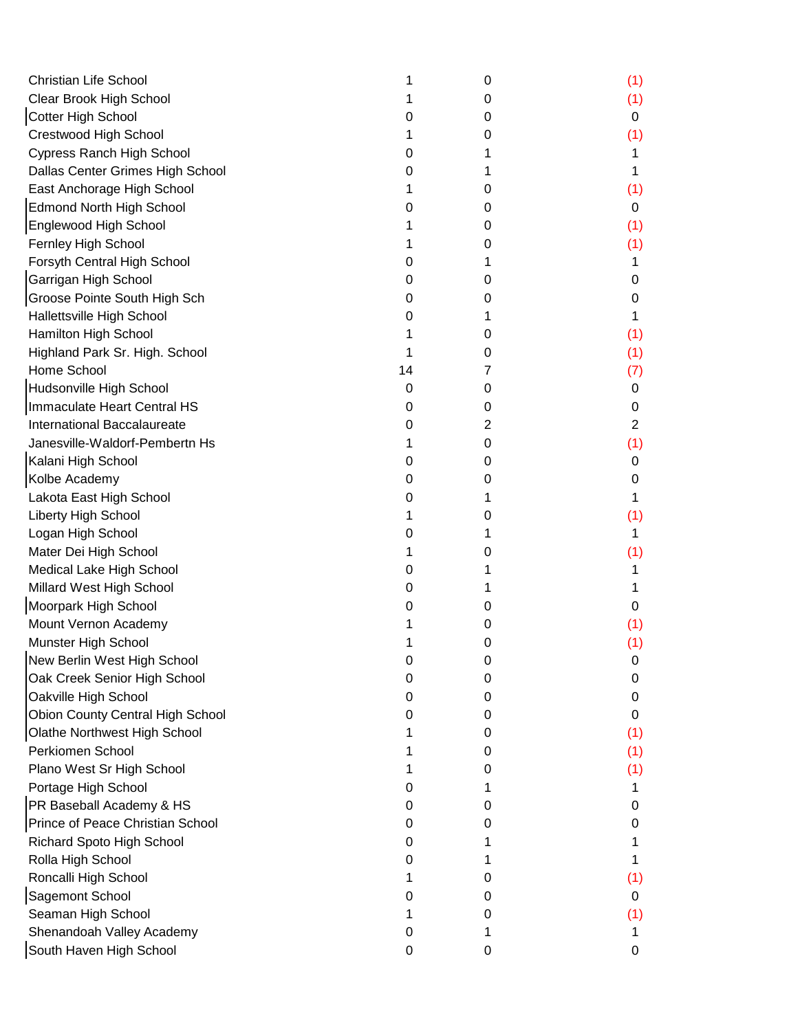| | | | |
|---|---|---|---|
| Christian Life School | 1 | 0 | (1) |
| Clear Brook High School | 1 | 0 | (1) |
| Cotter High School | 0 | 0 | 0 |
| Crestwood High School | 1 | 0 | (1) |
| Cypress Ranch High School | 0 | 1 | 1 |
| Dallas Center Grimes High School | 0 | 1 | 1 |
| East Anchorage High School | 1 | 0 | (1) |
| Edmond North High School | 0 | 0 | 0 |
| Englewood High School | 1 | 0 | (1) |
| Fernley High School | 1 | 0 | (1) |
| Forsyth Central High School | 0 | 1 | 1 |
| Garrigan High School | 0 | 0 | 0 |
| Groose Pointe South High Sch | 0 | 0 | 0 |
| Hallettsville High School | 0 | 1 | 1 |
| Hamilton High School | 1 | 0 | (1) |
| Highland Park Sr. High. School | 1 | 0 | (1) |
| Home School | 14 | 7 | (7) |
| Hudsonville High School | 0 | 0 | 0 |
| Immaculate Heart Central HS | 0 | 0 | 0 |
| International Baccalaureate | 0 | 2 | 2 |
| Janesville-Waldorf-Pembertn Hs | 1 | 0 | (1) |
| Kalani High School | 0 | 0 | 0 |
| Kolbe Academy | 0 | 0 | 0 |
| Lakota East High School | 0 | 1 | 1 |
| Liberty High School | 1 | 0 | (1) |
| Logan High School | 0 | 1 | 1 |
| Mater Dei High School | 1 | 0 | (1) |
| Medical Lake High School | 0 | 1 | 1 |
| Millard West High School | 0 | 1 | 1 |
| Moorpark High School | 0 | 0 | 0 |
| Mount Vernon Academy | 1 | 0 | (1) |
| Munster High School | 1 | 0 | (1) |
| New Berlin West High School | 0 | 0 | 0 |
| Oak Creek Senior High School | 0 | 0 | 0 |
| Oakville High School | 0 | 0 | 0 |
| Obion County Central High School | 0 | 0 | 0 |
| Olathe Northwest High School | 1 | 0 | (1) |
| Perkiomen School | 1 | 0 | (1) |
| Plano West Sr High School | 1 | 0 | (1) |
| Portage High School | 0 | 1 | 1 |
| PR Baseball Academy & HS | 0 | 0 | 0 |
| Prince of Peace Christian School | 0 | 0 | 0 |
| Richard Spoto High School | 0 | 1 | 1 |
| Rolla High School | 0 | 1 | 1 |
| Roncalli High School | 1 | 0 | (1) |
| Sagemont School | 0 | 0 | 0 |
| Seaman High School | 1 | 0 | (1) |
| Shenandoah Valley Academy | 0 | 1 | 1 |
| South Haven High School | 0 | 0 | 0 |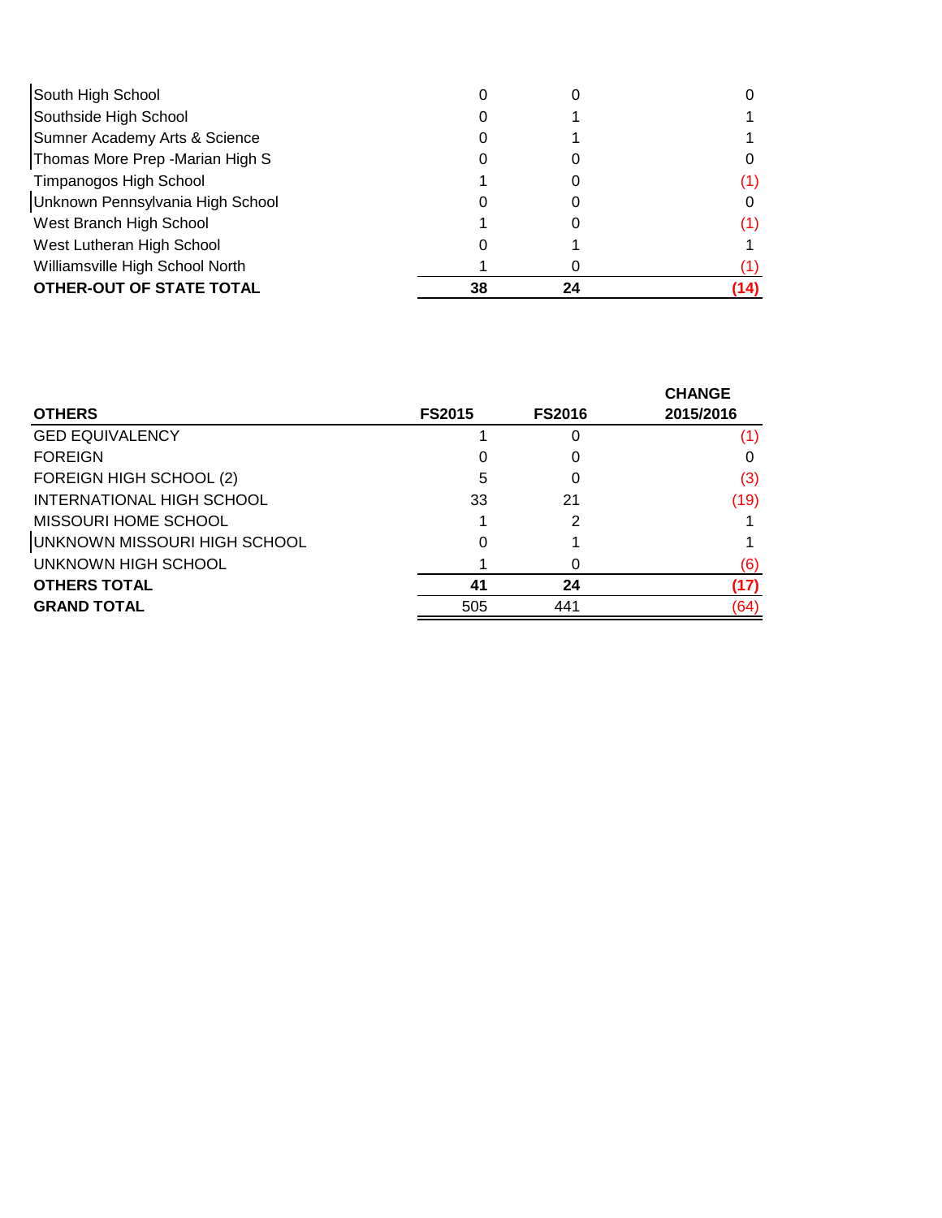| | | | |
|---|---|---|---|
| South High School | 0 | 0 | 0 |
| Southside High School | 0 | 1 | 1 |
| Sumner Academy Arts & Science | 0 | 1 | 1 |
| Thomas More Prep -Marian High S | 0 | 0 | 0 |
| Timpanogos High School | 1 | 0 | (1) |
| Unknown Pennsylvania High School | 0 | 0 | 0 |
| West Branch High School | 1 | 0 | (1) |
| West Lutheran High School | 0 | 1 | 1 |
| Williamsville High School North | 1 | 0 | (1) |
| **OTHER-OUT OF STATE TOTAL** | **38** | **24** | **(14)** |

| **OTHERS** | **FS2015** | **FS2016** | **CHANGE 2015/2016** |
|---|---|---|---|
| GED EQUIVALENCY | 1 | 0 | (1) |
| FOREIGN | 0 | 0 | 0 |
| FOREIGN HIGH SCHOOL (2) | 5 | 0 | (3) |
| INTERNATIONAL HIGH SCHOOL | 33 | 21 | (19) |
| MISSOURI HOME SCHOOL | 1 | 2 | 1 |
| UNKNOWN MISSOURI HIGH SCHOOL | 0 | 1 | 1 |
| UNKNOWN HIGH SCHOOL | 1 | 0 | (6) |
| **OTHERS TOTAL** | **41** | **24** | **(17)** |
| **GRAND TOTAL** | 505 | 441 | (64) |